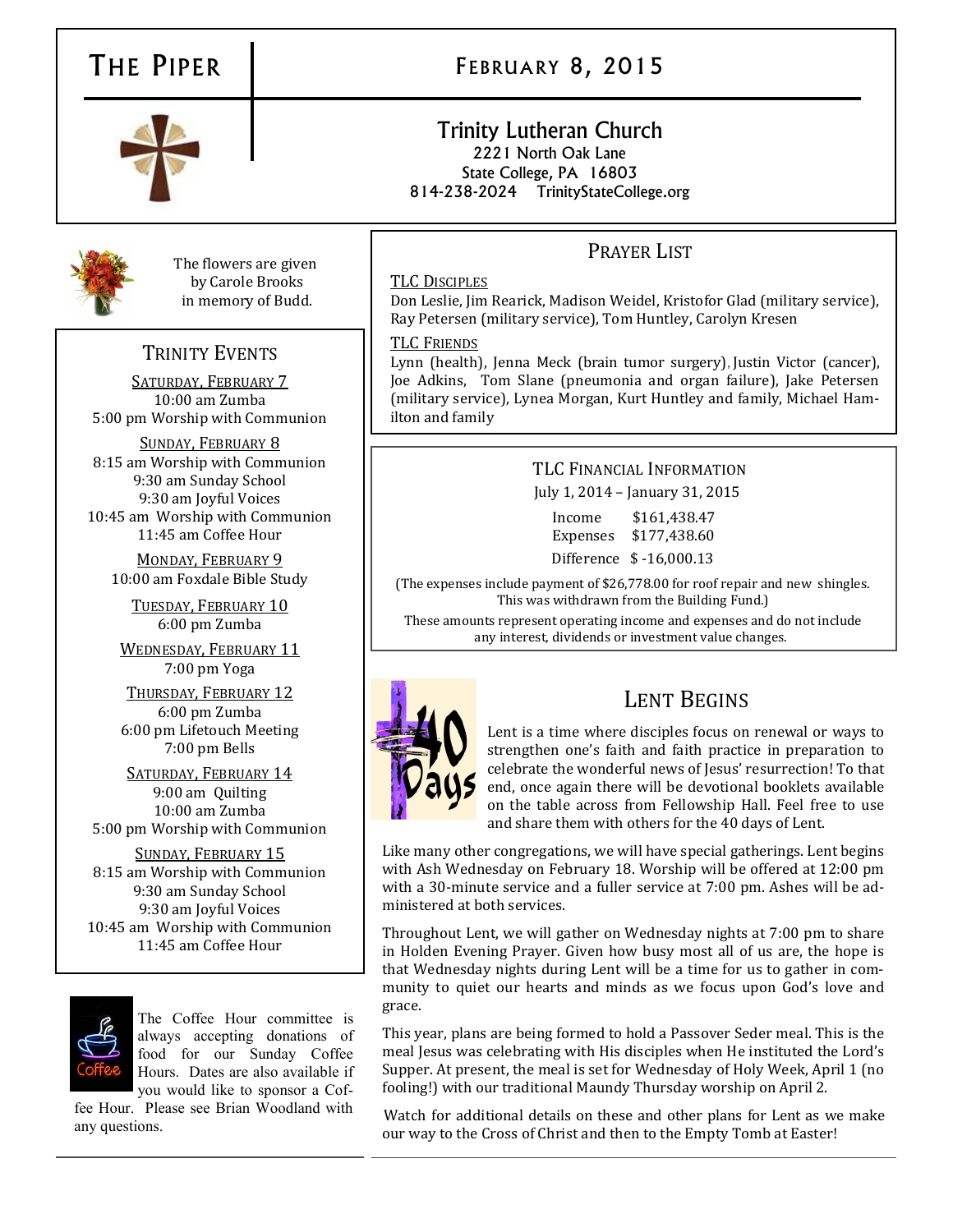# The Piper

## February 8, 2015

### Trinity Lutheran Church

2221 North Oak Lane
State College, PA 16803
814-238-2024 TrinityStateCollege.org

The flowers are given by Carole Brooks in memory of Budd.

## Trinity Events

**Saturday, February 7**
10:00 am Zumba
5:00 pm Worship with Communion

**Sunday, February 8**
8:15 am Worship with Communion
9:30 am Sunday School
9:30 am Joyful Voices
10:45 am Worship with Communion
11:45 am Coffee Hour

**Monday, February 9**
10:00 am Foxdale Bible Study

**Tuesday, February 10**
6:00 pm Zumba

**Wednesday, February 11**
7:00 pm Yoga

**Thursday, February 12**
6:00 pm Zumba
6:00 pm Lifetouch Meeting
7:00 pm Bells

**Saturday, February 14**
9:00 am Quilting
10:00 am Zumba
5:00 pm Worship with Communion

**Sunday, February 15**
8:15 am Worship with Communion
9:30 am Sunday School
9:30 am Joyful Voices
10:45 am Worship with Communion
11:45 am Coffee Hour

The Coffee Hour committee is always accepting donations of food for our Sunday Coffee Hours. Dates are also available if you would like to sponsor a Coffee Hour. Please see Brian Woodland with any questions.

## Prayer List

**TLC Disciples**
Don Leslie, Jim Rearick, Madison Weidel, Kristofor Glad (military service), Ray Petersen (military service), Tom Huntley, Carolyn Kresen

**TLC Friends**
Lynn (health), Jenna Meck (brain tumor surgery), Justin Victor (cancer), Joe Adkins, Tom Slane (pneumonia and organ failure), Jake Petersen (military service), Lynea Morgan, Kurt Huntley and family, Michael Hamilton and family

## TLC Financial Information

July 1, 2014 – January 31, 2015

| | |
|---|---|
| Income | $161,438.47 |
| Expenses | $177,438.60 |
| Difference | $ -16,000.13 |

(The expenses include payment of $26,778.00 for roof repair and new shingles. This was withdrawn from the Building Fund.)

These amounts represent operating income and expenses and do not include any interest, dividends or investment value changes.

## Lent Begins

Lent is a time where disciples focus on renewal or ways to strengthen one's faith and faith practice in preparation to celebrate the wonderful news of Jesus' resurrection! To that end, once again there will be devotional booklets available on the table across from Fellowship Hall. Feel free to use and share them with others for the 40 days of Lent.

Like many other congregations, we will have special gatherings. Lent begins with Ash Wednesday on February 18. Worship will be offered at 12:00 pm with a 30-minute service and a fuller service at 7:00 pm. Ashes will be administered at both services.

Throughout Lent, we will gather on Wednesday nights at 7:00 pm to share in Holden Evening Prayer. Given how busy most all of us are, the hope is that Wednesday nights during Lent will be a time for us to gather in community to quiet our hearts and minds as we focus upon God's love and grace.

This year, plans are being formed to hold a Passover Seder meal. This is the meal Jesus was celebrating with His disciples when He instituted the Lord's Supper. At present, the meal is set for Wednesday of Holy Week, April 1 (no fooling!) with our traditional Maundy Thursday worship on April 2.

Watch for additional details on these and other plans for Lent as we make our way to the Cross of Christ and then to the Empty Tomb at Easter!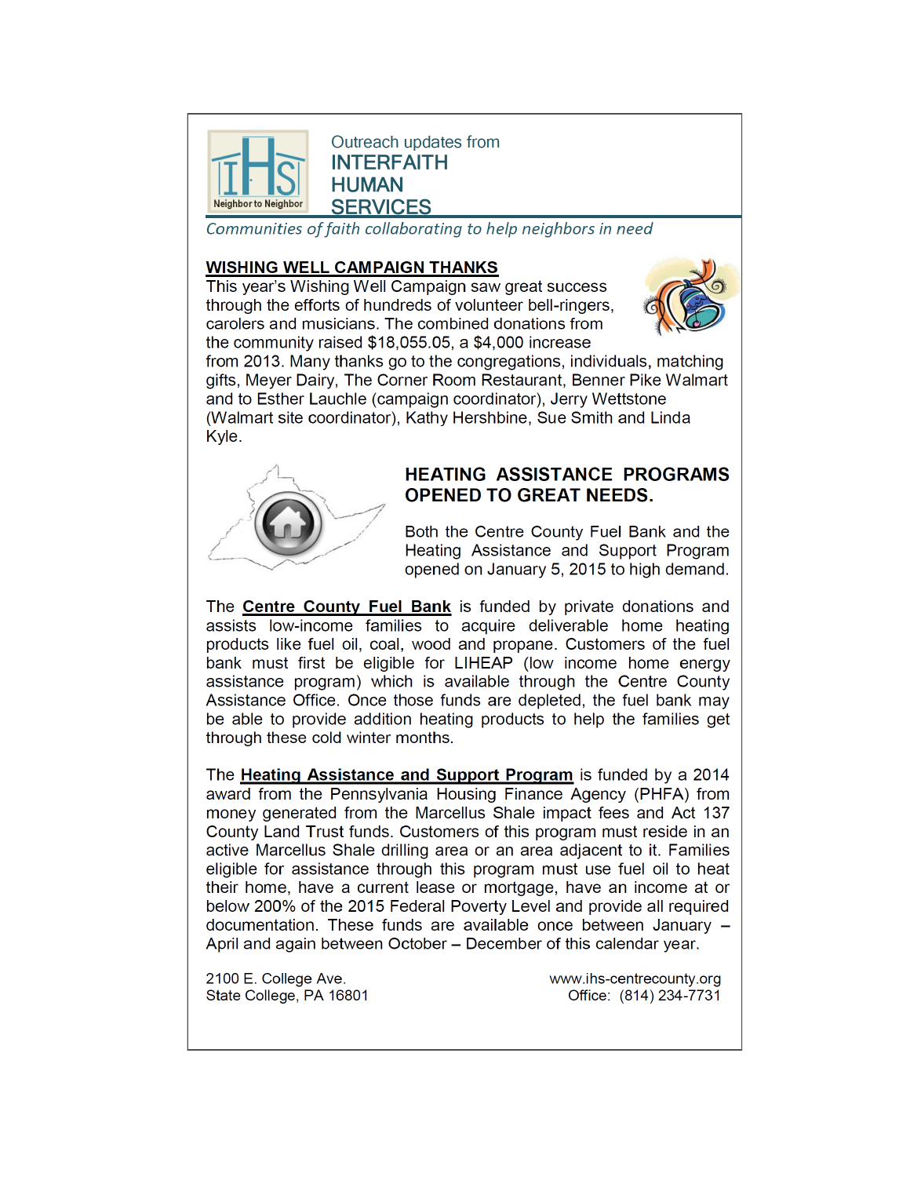Outreach updates from

# INTERFAITH HUMAN SERVICES

*Communities of faith collaborating to help neighbors in need*

## WISHING WELL CAMPAIGN THANKS

This year's Wishing Well Campaign saw great success through the efforts of hundreds of volunteer bell-ringers, carolers and musicians. The combined donations from the community raised $18,055.05, a $4,000 increase from 2013. Many thanks go to the congregations, individuals, matching gifts, Meyer Dairy, The Corner Room Restaurant, Benner Pike Walmart and to Esther Lauchle (campaign coordinator), Jerry Wettstone (Walmart site coordinator), Kathy Hershbine, Sue Smith and Linda Kyle.

## HEATING ASSISTANCE PROGRAMS OPENED TO GREAT NEEDS.

Both the Centre County Fuel Bank and the Heating Assistance and Support Program opened on January 5, 2015 to high demand.

The **Centre County Fuel Bank** is funded by private donations and assists low-income families to acquire deliverable home heating products like fuel oil, coal, wood and propane. Customers of the fuel bank must first be eligible for LIHEAP (low income home energy assistance program) which is available through the Centre County Assistance Office. Once those funds are depleted, the fuel bank may be able to provide addition heating products to help the families get through these cold winter months.

The **Heating Assistance and Support Program** is funded by a 2014 award from the Pennsylvania Housing Finance Agency (PHFA) from money generated from the Marcellus Shale impact fees and Act 137 County Land Trust funds. Customers of this program must reside in an active Marcellus Shale drilling area or an area adjacent to it. Families eligible for assistance through this program must use fuel oil to heat their home, have a current lease or mortgage, have an income at or below 200% of the 2015 Federal Poverty Level and provide all required documentation. These funds are available once between January – April and again between October – December of this calendar year.

2100 E. College Ave.
State College, PA 16801

www.ihs-centrecounty.org
Office: (814) 234-7731